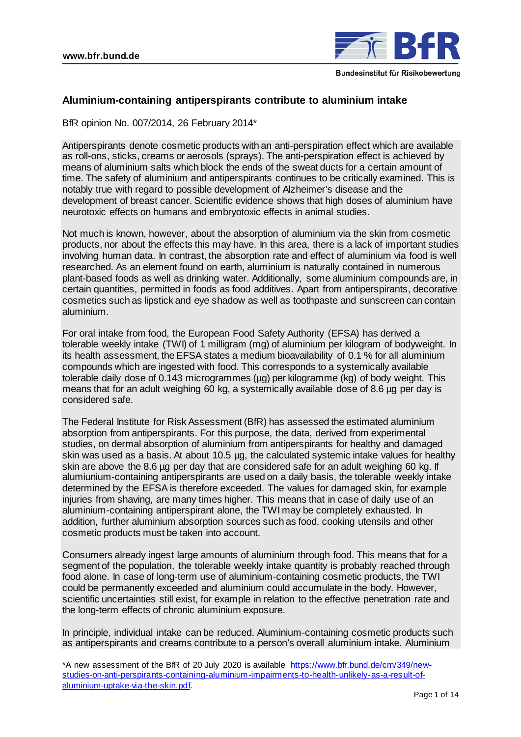## Aluminium-containing antiperspirants contribute to aluminium intake

BfR opinion No. 007/2014, 26 February 2014*

Antiperspirants denote cosmetic products with an anti-perspiration effect which are available as roll-ons, sticks, creams or aerosols (sprays). The anti-perspiration effect is achieved by means of aluminium salts which block the ends of the sweat ducts for a certain amount of time. The safety of aluminium and antiperspirants continues to be critically examined. This is notably true with regard to possible development of Alzheimer's disease and the development of breast cancer. Scientific evidence shows that high doses of aluminium have neurotoxic effects on humans and embryotoxic effects in animal studies.

Not much is known, however, about the absorption of aluminium via the skin from cosmetic products, nor about the effects this may have. In this area, there is a lack of important studies involving human data. In contrast, the absorption rate and effect of aluminium via food is well researched. As an element found on earth, aluminium is naturally contained in numerous plant-based foods as well as drinking water. Additionally, some aluminium compounds are, in certain quantities, permitted in foods as food additives. Apart from antiperspirants, decorative cosmetics such as lipstick and eye shadow as well as toothpaste and sunscreen can contain aluminium.

For oral intake from food, the European Food Safety Authority (EFSA) has derived a tolerable weekly intake (TWI) of 1 milligram (mg) of aluminium per kilogram of bodyweight. In its health assessment, the EFSA states a medium bioavailability of 0.1 % for all aluminium compounds which are ingested with food. This corresponds to a systemically available tolerable daily dose of 0.143 microgrammes (µg) per kilogramme (kg) of body weight. This means that for an adult weighing 60 kg, a systemically available dose of 8.6 µg per day is considered safe.

The Federal Institute for Risk Assessment (BfR) has assessed the estimated aluminium absorption from antiperspirants. For this purpose, the data, derived from experimental studies, on dermal absorption of aluminium from antiperspirants for healthy and damaged skin was used as a basis. At about 10.5 µg, the calculated systemic intake values for healthy skin are above the 8.6 µg per day that are considered safe for an adult weighing 60 kg. If alumiunium-containing antiperspirants are used on a daily basis, the tolerable weekly intake determined by the EFSA is therefore exceeded. The values for damaged skin, for example injuries from shaving, are many times higher. This means that in case of daily use of an aluminium-containing antiperspirant alone, the TWI may be completely exhausted. In addition, further aluminium absorption sources such as food, cooking utensils and other cosmetic products must be taken into account.

Consumers already ingest large amounts of aluminium through food. This means that for a segment of the population, the tolerable weekly intake quantity is probably reached through food alone. In case of long-term use of aluminium-containing cosmetic products, the TWI could be permanently exceeded and aluminium could accumulate in the body. However, scientific uncertainties still exist, for example in relation to the effective penetration rate and the long-term effects of chronic aluminium exposure.

In principle, individual intake can be reduced. Aluminium-containing cosmetic products such as antiperspirants and creams contribute to a person's overall aluminium intake. Aluminium

*A new assessment of the BfR of 20 July 2020 is available [https://www.bfr.bund.de/cm/349/new-studies-on-anti-perspirants-containing-aluminium-impairments-to-health-unlikely-as-a-result-of-aluminium-uptake-via-the-skin.pdf](https://www.bfr.bund.de/cm/349/new-studies-on-anti-perspirants-containing-aluminium-impairments-to-health-unlikely-as-a-result-of-aluminium-uptake-via-the-skin.pdf).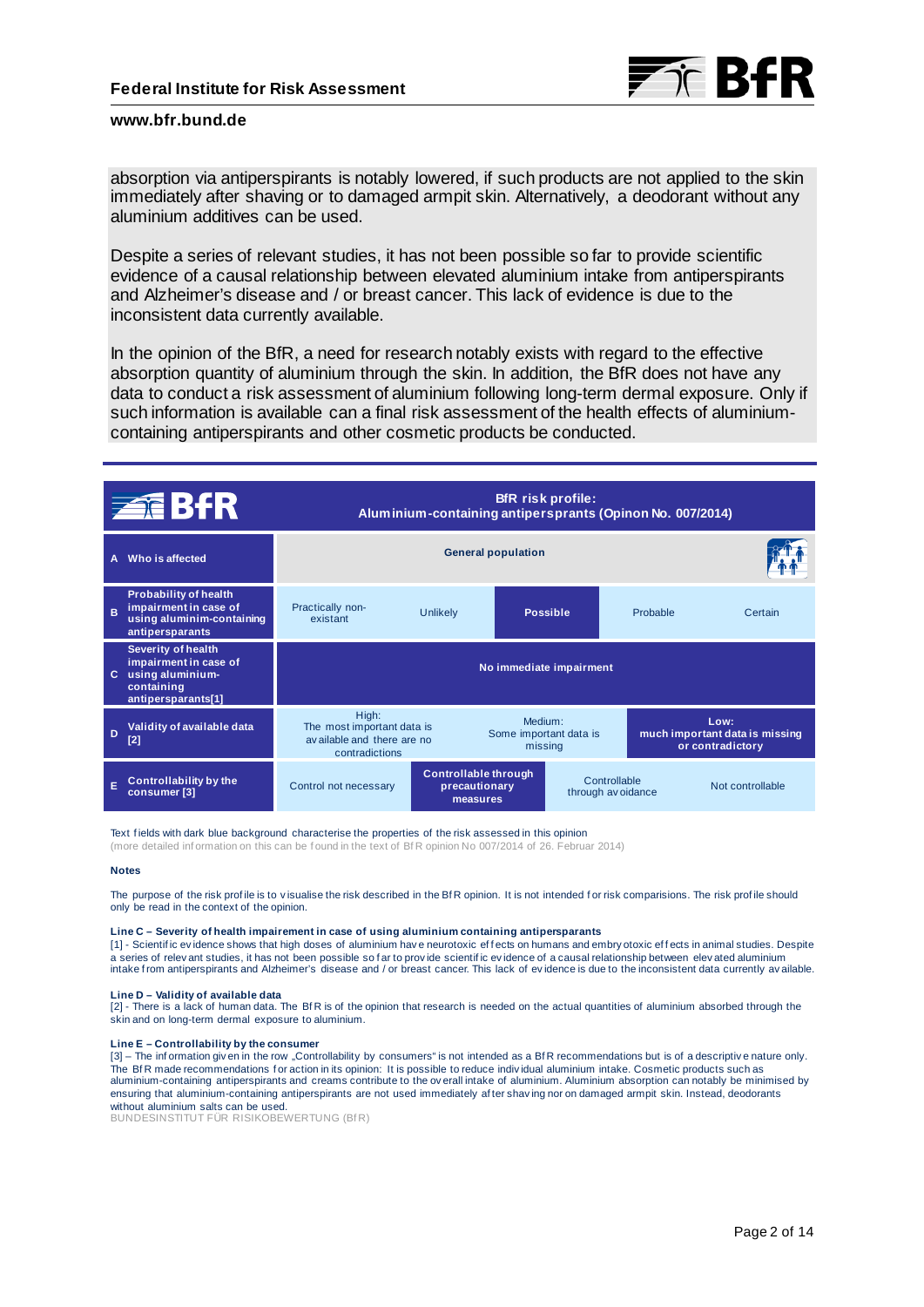absorption via antiperspirants is notably lowered, if such products are not applied to the skin immediately after shaving or to damaged armpit skin. Alternatively, a deodorant without any aluminium additives can be used.

Despite a series of relevant studies, it has not been possible so far to provide scientific evidence of a causal relationship between elevated aluminium intake from antiperspirants and Alzheimer's disease and / or breast cancer. This lack of evidence is due to the inconsistent data currently available.

In the opinion of the BfR, a need for research notably exists with regard to the effective absorption quantity of aluminium through the skin. In addition, the BfR does not have any data to conduct a risk assessment of aluminium following long-term dermal exposure. Only if such information is available can a final risk assessment of the health effects of aluminium-containing antiperspirants and other cosmetic products be conducted.

| BfR | **BfR risk profile: Aluminium-containing antiperspirants (Opinon No. 007/2014)** | | | | |
|---|---|---|---|---|---|
| **A Who is affected** | **General population** | | | | |
| **B Probability of health impairment in case of using aluminim-containing antiperspirants** | Practically non-existant | Unlikely | **Possible** | Probable | Certain |
| **C Severity of health impairment in case of using aluminium-containing antiperspirants[1]** | **No immediate impairment** | | | | |
| **D Validity of available data [2]** | High: The most important data is available and there are no contradictions | | Medium: Some important data is missing | **Low: much important data is missing or contradictory** | |
| **E Controllability by the consumer [3]** | Control not necessary | **Controllable through precautionary measures** | Controllable through avoidance | Not controllable | |

Text fields with dark blue background characterise the properties of the risk assessed in this opinion
(more detailed information on this can be found in the text of BfR opinion No 007/2014 of 26. Februar 2014)

**Notes**

The purpose of the risk profile is to visualise the risk described in the BfR opinion. It is not intended for risk comparisions. The risk profile should only be read in the context of the opinion.

**Line C – Severity of health impairement in case of using aluminium containing antiperspirants**
[1] - Scientific evidence shows that high doses of aluminium have neurotoxic effects on humans and embryotoxic effects in animal studies. Despite a series of relevant studies, it has not been possible so far to provide scientific evidence of a causal relationship between elevated aluminium intake from antiperspirants and Alzheimer's disease and / or breast cancer. This lack of evidence is due to the inconsistent data currently available.

**Line D – Validity of available data**
[2] - There is a lack of human data. The BfR is of the opinion that research is needed on the actual quantities of aluminium absorbed through the skin and on long-term dermal exposure to aluminium.

**Line E – Controllability by the consumer**
[3] – The information given in the row „Controllability by consumers" is not intended as a BfR recommendations but is of a descriptive nature only. The BfR made recommendations for action in its opinion: It is possible to reduce individual aluminium intake. Cosmetic products such as aluminium-containing antiperspirants and creams contribute to the overall intake of aluminium. Aluminium absorption can notably be minimised by ensuring that aluminium-containing antiperspirants are not used immediately after shaving nor on damaged armpit skin. Instead, deodorants without aluminium salts can be used.
BUNDESINSTITUT FÜR RISIKOBEWERTUNG (BfR)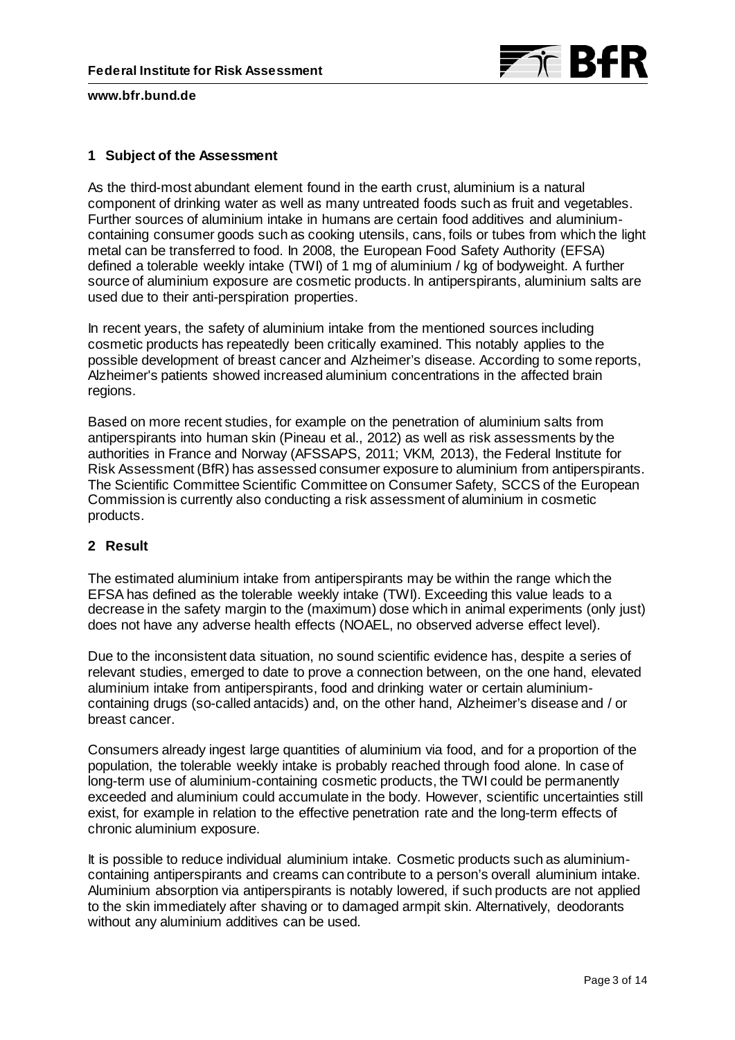## 1 Subject of the Assessment

As the third-most abundant element found in the earth crust, aluminium is a natural component of drinking water as well as many untreated foods such as fruit and vegetables. Further sources of aluminium intake in humans are certain food additives and aluminium-containing consumer goods such as cooking utensils, cans, foils or tubes from which the light metal can be transferred to food. In 2008, the European Food Safety Authority (EFSA) defined a tolerable weekly intake (TWI) of 1 mg of aluminium / kg of bodyweight. A further source of aluminium exposure are cosmetic products. In antiperspirants, aluminium salts are used due to their anti-perspiration properties.

In recent years, the safety of aluminium intake from the mentioned sources including cosmetic products has repeatedly been critically examined. This notably applies to the possible development of breast cancer and Alzheimer's disease. According to some reports, Alzheimer's patients showed increased aluminium concentrations in the affected brain regions.

Based on more recent studies, for example on the penetration of aluminium salts from antiperspirants into human skin (Pineau et al., 2012) as well as risk assessments by the authorities in France and Norway (AFSSAPS, 2011; VKM, 2013), the Federal Institute for Risk Assessment (BfR) has assessed consumer exposure to aluminium from antiperspirants. The Scientific Committee Scientific Committee on Consumer Safety, SCCS of the European Commission is currently also conducting a risk assessment of aluminium in cosmetic products.

## 2 Result

The estimated aluminium intake from antiperspirants may be within the range which the EFSA has defined as the tolerable weekly intake (TWI). Exceeding this value leads to a decrease in the safety margin to the (maximum) dose which in animal experiments (only just) does not have any adverse health effects (NOAEL, no observed adverse effect level).

Due to the inconsistent data situation, no sound scientific evidence has, despite a series of relevant studies, emerged to date to prove a connection between, on the one hand, elevated aluminium intake from antiperspirants, food and drinking water or certain aluminium-containing drugs (so-called antacids) and, on the other hand, Alzheimer's disease and / or breast cancer.

Consumers already ingest large quantities of aluminium via food, and for a proportion of the population, the tolerable weekly intake is probably reached through food alone. In case of long-term use of aluminium-containing cosmetic products, the TWI could be permanently exceeded and aluminium could accumulate in the body. However, scientific uncertainties still exist, for example in relation to the effective penetration rate and the long-term effects of chronic aluminium exposure.

It is possible to reduce individual aluminium intake. Cosmetic products such as aluminium-containing antiperspirants and creams can contribute to a person's overall aluminium intake. Aluminium absorption via antiperspirants is notably lowered, if such products are not applied to the skin immediately after shaving or to damaged armpit skin. Alternatively, deodorants without any aluminium additives can be used.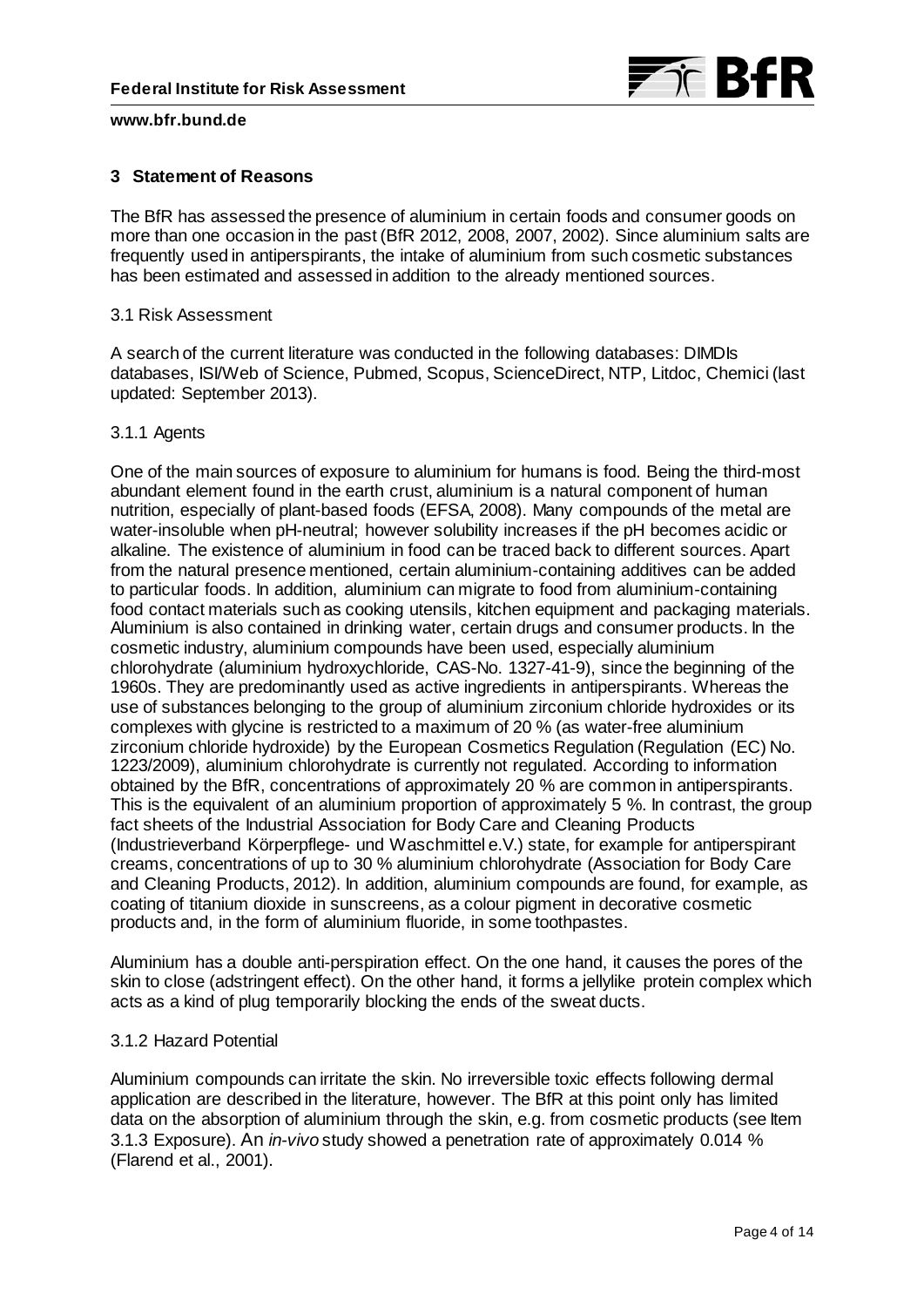## 3 Statement of Reasons

The BfR has assessed the presence of aluminium in certain foods and consumer goods on more than one occasion in the past (BfR 2012, 2008, 2007, 2002). Since aluminium salts are frequently used in antiperspirants, the intake of aluminium from such cosmetic substances has been estimated and assessed in addition to the already mentioned sources.

### 3.1 Risk Assessment

A search of the current literature was conducted in the following databases: DIMDIs databases, ISI/Web of Science, Pubmed, Scopus, ScienceDirect, NTP, Litdoc, Chemici (last updated: September 2013).

#### 3.1.1 Agents

One of the main sources of exposure to aluminium for humans is food. Being the third-most abundant element found in the earth crust, aluminium is a natural component of human nutrition, especially of plant-based foods (EFSA, 2008). Many compounds of the metal are water-insoluble when pH-neutral; however solubility increases if the pH becomes acidic or alkaline. The existence of aluminium in food can be traced back to different sources. Apart from the natural presence mentioned, certain aluminium-containing additives can be added to particular foods. In addition, aluminium can migrate to food from aluminium-containing food contact materials such as cooking utensils, kitchen equipment and packaging materials. Aluminium is also contained in drinking water, certain drugs and consumer products. In the cosmetic industry, aluminium compounds have been used, especially aluminium chlorohydrate (aluminium hydroxychloride, CAS-No. 1327-41-9), since the beginning of the 1960s. They are predominantly used as active ingredients in antiperspirants. Whereas the use of substances belonging to the group of aluminium zirconium chloride hydroxides or its complexes with glycine is restricted to a maximum of 20 % (as water-free aluminium zirconium chloride hydroxide) by the European Cosmetics Regulation (Regulation (EC) No. 1223/2009), aluminium chlorohydrate is currently not regulated. According to information obtained by the BfR, concentrations of approximately 20 % are common in antiperspirants. This is the equivalent of an aluminium proportion of approximately 5 %. In contrast, the group fact sheets of the Industrial Association for Body Care and Cleaning Products (Industrieverband Körperpflege- und Waschmittel e.V.) state, for example for antiperspirant creams, concentrations of up to 30 % aluminium chlorohydrate (Association for Body Care and Cleaning Products, 2012). In addition, aluminium compounds are found, for example, as coating of titanium dioxide in sunscreens, as a colour pigment in decorative cosmetic products and, in the form of aluminium fluoride, in some toothpastes.

Aluminium has a double anti-perspiration effect. On the one hand, it causes the pores of the skin to close (adstringent effect). On the other hand, it forms a jellylike protein complex which acts as a kind of plug temporarily blocking the ends of the sweat ducts.

#### 3.1.2 Hazard Potential

Aluminium compounds can irritate the skin. No irreversible toxic effects following dermal application are described in the literature, however. The BfR at this point only has limited data on the absorption of aluminium through the skin, e.g. from cosmetic products (see Item 3.1.3 Exposure). An *in-vivo* study showed a penetration rate of approximately 0.014 % (Flarend et al., 2001).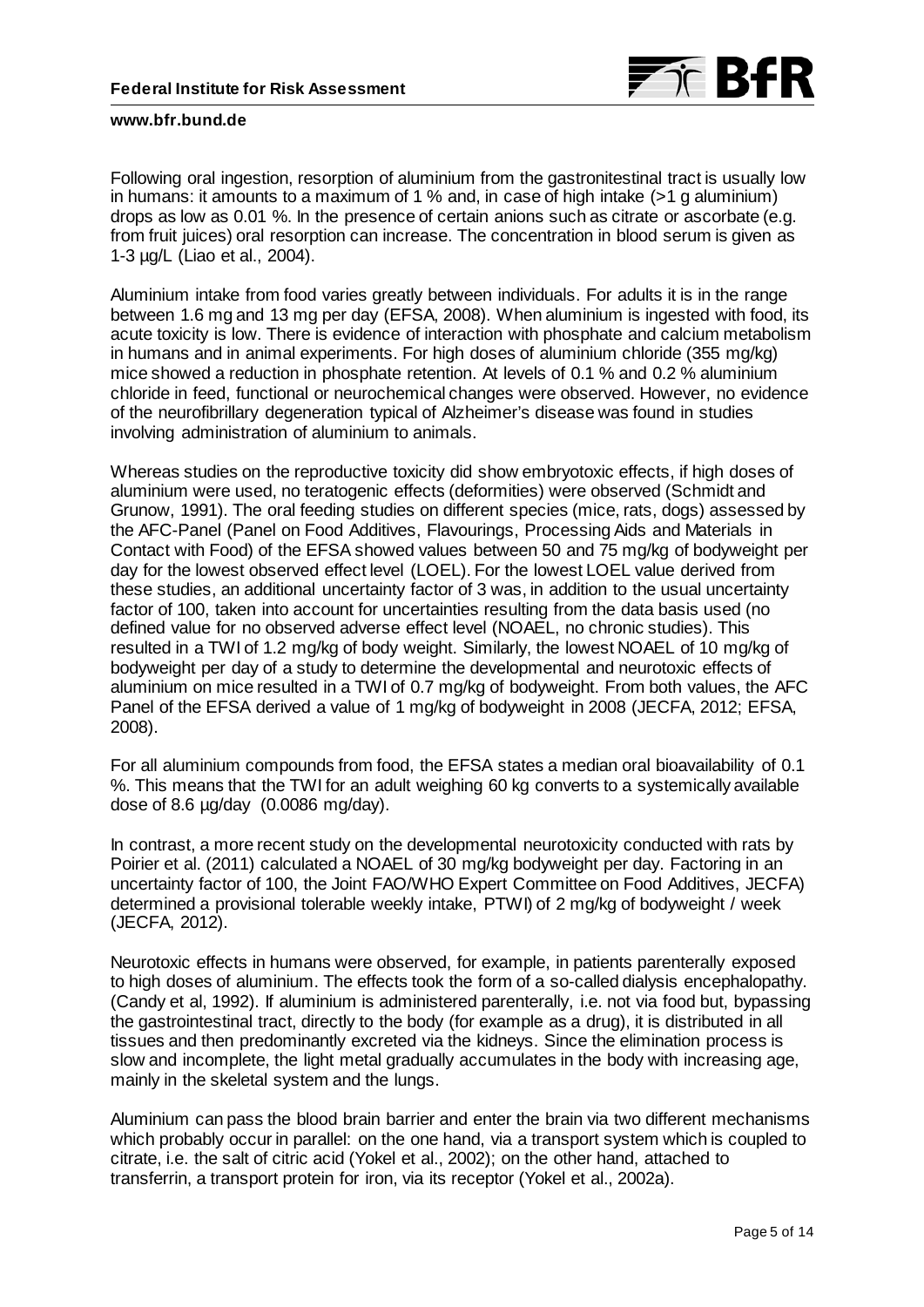Following oral ingestion, resorption of aluminium from the gastronitestinal tract is usually low in humans: it amounts to a maximum of 1 % and, in case of high intake (>1 g aluminium) drops as low as 0.01 %. In the presence of certain anions such as citrate or ascorbate (e.g. from fruit juices) oral resorption can increase. The concentration in blood serum is given as 1-3 µg/L (Liao et al., 2004).

Aluminium intake from food varies greatly between individuals. For adults it is in the range between 1.6 mg and 13 mg per day (EFSA, 2008). When aluminium is ingested with food, its acute toxicity is low. There is evidence of interaction with phosphate and calcium metabolism in humans and in animal experiments. For high doses of aluminium chloride (355 mg/kg) mice showed a reduction in phosphate retention. At levels of 0.1 % and 0.2 % aluminium chloride in feed, functional or neurochemical changes were observed. However, no evidence of the neurofibrillary degeneration typical of Alzheimer's disease was found in studies involving administration of aluminium to animals.

Whereas studies on the reproductive toxicity did show embryotoxic effects, if high doses of aluminium were used, no teratogenic effects (deformities) were observed (Schmidt and Grunow, 1991). The oral feeding studies on different species (mice, rats, dogs) assessed by the AFC-Panel (Panel on Food Additives, Flavourings, Processing Aids and Materials in Contact with Food) of the EFSA showed values between 50 and 75 mg/kg of bodyweight per day for the lowest observed effect level (LOEL). For the lowest LOEL value derived from these studies, an additional uncertainty factor of 3 was, in addition to the usual uncertainty factor of 100, taken into account for uncertainties resulting from the data basis used (no defined value for no observed adverse effect level (NOAEL, no chronic studies). This resulted in a TWI of 1.2 mg/kg of body weight. Similarly, the lowest NOAEL of 10 mg/kg of bodyweight per day of a study to determine the developmental and neurotoxic effects of aluminium on mice resulted in a TWI of 0.7 mg/kg of bodyweight. From both values, the AFC Panel of the EFSA derived a value of 1 mg/kg of bodyweight in 2008 (JECFA, 2012; EFSA, 2008).

For all aluminium compounds from food, the EFSA states a median oral bioavailability of 0.1 %. This means that the TWI for an adult weighing 60 kg converts to a systemically available dose of 8.6 µg/day (0.0086 mg/day).

In contrast, a more recent study on the developmental neurotoxicity conducted with rats by Poirier et al. (2011) calculated a NOAEL of 30 mg/kg bodyweight per day. Factoring in an uncertainty factor of 100, the Joint FAO/WHO Expert Committee on Food Additives, JECFA) determined a provisional tolerable weekly intake, PTWI) of 2 mg/kg of bodyweight / week (JECFA, 2012).

Neurotoxic effects in humans were observed, for example, in patients parenterally exposed to high doses of aluminium. The effects took the form of a so-called dialysis encephalopathy. (Candy et al, 1992). If aluminium is administered parenterally, i.e. not via food but, bypassing the gastrointestinal tract, directly to the body (for example as a drug), it is distributed in all tissues and then predominantly excreted via the kidneys. Since the elimination process is slow and incomplete, the light metal gradually accumulates in the body with increasing age, mainly in the skeletal system and the lungs.

Aluminium can pass the blood brain barrier and enter the brain via two different mechanisms which probably occur in parallel: on the one hand, via a transport system which is coupled to citrate, i.e. the salt of citric acid (Yokel et al., 2002); on the other hand, attached to transferrin, a transport protein for iron, via its receptor (Yokel et al., 2002a).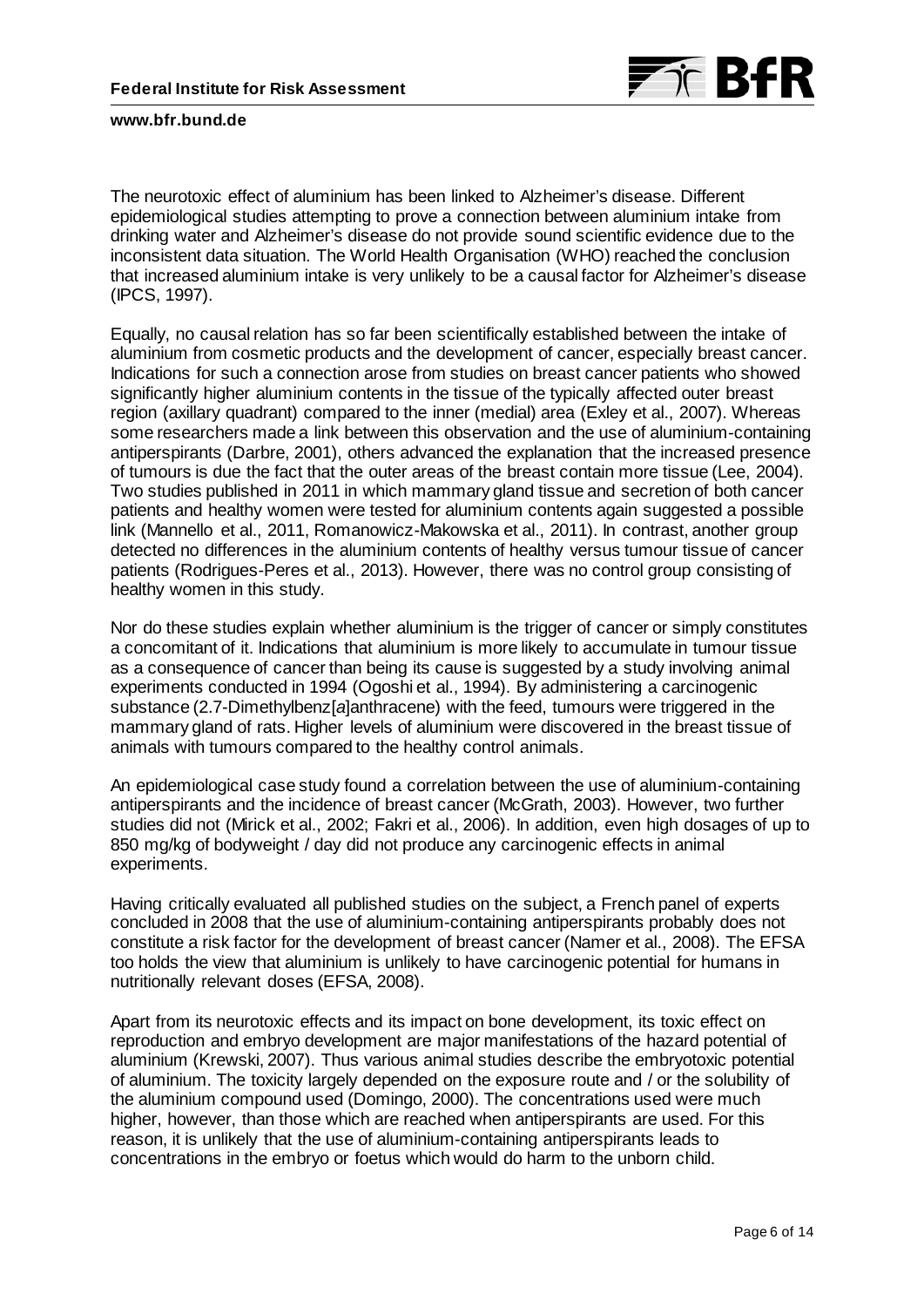The neurotoxic effect of aluminium has been linked to Alzheimer's disease. Different epidemiological studies attempting to prove a connection between aluminium intake from drinking water and Alzheimer's disease do not provide sound scientific evidence due to the inconsistent data situation. The World Health Organisation (WHO) reached the conclusion that increased aluminium intake is very unlikely to be a causal factor for Alzheimer's disease (IPCS, 1997).

Equally, no causal relation has so far been scientifically established between the intake of aluminium from cosmetic products and the development of cancer, especially breast cancer. Indications for such a connection arose from studies on breast cancer patients who showed significantly higher aluminium contents in the tissue of the typically affected outer breast region (axillary quadrant) compared to the inner (medial) area (Exley et al., 2007). Whereas some researchers made a link between this observation and the use of aluminium-containing antiperspirants (Darbre, 2001), others advanced the explanation that the increased presence of tumours is due the fact that the outer areas of the breast contain more tissue (Lee, 2004). Two studies published in 2011 in which mammary gland tissue and secretion of both cancer patients and healthy women were tested for aluminium contents again suggested a possible link (Mannello et al., 2011, Romanowicz-Makowska et al., 2011). In contrast, another group detected no differences in the aluminium contents of healthy versus tumour tissue of cancer patients (Rodrigues-Peres et al., 2013). However, there was no control group consisting of healthy women in this study.

Nor do these studies explain whether aluminium is the trigger of cancer or simply constitutes a concomitant of it. Indications that aluminium is more likely to accumulate in tumour tissue as a consequence of cancer than being its cause is suggested by a study involving animal experiments conducted in 1994 (Ogoshi et al., 1994). By administering a carcinogenic substance (2.7-Dimethylbenz[*a*]anthracene) with the feed, tumours were triggered in the mammary gland of rats. Higher levels of aluminium were discovered in the breast tissue of animals with tumours compared to the healthy control animals.

An epidemiological case study found a correlation between the use of aluminium-containing antiperspirants and the incidence of breast cancer (McGrath, 2003). However, two further studies did not (Mirick et al., 2002; Fakri et al., 2006). In addition, even high dosages of up to 850 mg/kg of bodyweight / day did not produce any carcinogenic effects in animal experiments.

Having critically evaluated all published studies on the subject, a French panel of experts concluded in 2008 that the use of aluminium-containing antiperspirants probably does not constitute a risk factor for the development of breast cancer (Namer et al., 2008). The EFSA too holds the view that aluminium is unlikely to have carcinogenic potential for humans in nutritionally relevant doses (EFSA, 2008).

Apart from its neurotoxic effects and its impact on bone development, its toxic effect on reproduction and embryo development are major manifestations of the hazard potential of aluminium (Krewski, 2007). Thus various animal studies describe the embryotoxic potential of aluminium. The toxicity largely depended on the exposure route and / or the solubility of the aluminium compound used (Domingo, 2000). The concentrations used were much higher, however, than those which are reached when antiperspirants are used. For this reason, it is unlikely that the use of aluminium-containing antiperspirants leads to concentrations in the embryo or foetus which would do harm to the unborn child.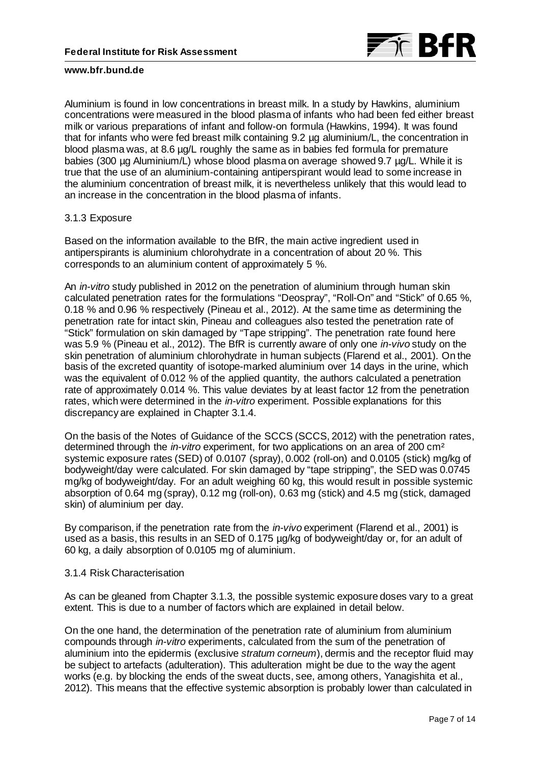Aluminium is found in low concentrations in breast milk. In a study by Hawkins, aluminium concentrations were measured in the blood plasma of infants who had been fed either breast milk or various preparations of infant and follow-on formula (Hawkins, 1994). It was found that for infants who were fed breast milk containing 9.2 µg aluminium/L, the concentration in blood plasma was, at 8.6 µg/L roughly the same as in babies fed formula for premature babies (300 µg Aluminium/L) whose blood plasma on average showed 9.7 µg/L. While it is true that the use of an aluminium-containing antiperspirant would lead to some increase in the aluminium concentration of breast milk, it is nevertheless unlikely that this would lead to an increase in the concentration in the blood plasma of infants.

### 3.1.3 Exposure

Based on the information available to the BfR, the main active ingredient used in antiperspirants is aluminium chlorohydrate in a concentration of about 20 %. This corresponds to an aluminium content of approximately 5 %.

An *in-vitro* study published in 2012 on the penetration of aluminium through human skin calculated penetration rates for the formulations "Deospray", "Roll-On" and "Stick" of 0.65 %, 0.18 % and 0.96 % respectively (Pineau et al., 2012). At the same time as determining the penetration rate for intact skin, Pineau and colleagues also tested the penetration rate of "Stick" formulation on skin damaged by "Tape stripping". The penetration rate found here was 5.9 % (Pineau et al., 2012). The BfR is currently aware of only one *in-vivo* study on the skin penetration of aluminium chlorohydrate in human subjects (Flarend et al., 2001). On the basis of the excreted quantity of isotope-marked aluminium over 14 days in the urine, which was the equivalent of 0.012 % of the applied quantity, the authors calculated a penetration rate of approximately 0.014 %. This value deviates by at least factor 12 from the penetration rates, which were determined in the *in-vitro* experiment. Possible explanations for this discrepancy are explained in Chapter 3.1.4.

On the basis of the Notes of Guidance of the SCCS (SCCS, 2012) with the penetration rates, determined through the *in-vitro* experiment, for two applications on an area of 200 cm² systemic exposure rates (SED) of 0.0107 (spray), 0.002 (roll-on) and 0.0105 (stick) mg/kg of bodyweight/day were calculated. For skin damaged by "tape stripping", the SED was 0.0745 mg/kg of bodyweight/day. For an adult weighing 60 kg, this would result in possible systemic absorption of 0.64 mg (spray), 0.12 mg (roll-on), 0.63 mg (stick) and 4.5 mg (stick, damaged skin) of aluminium per day.

By comparison, if the penetration rate from the *in-vivo* experiment (Flarend et al., 2001) is used as a basis, this results in an SED of 0.175 µg/kg of bodyweight/day or, for an adult of 60 kg, a daily absorption of 0.0105 mg of aluminium.

### 3.1.4 Risk Characterisation

As can be gleaned from Chapter 3.1.3, the possible systemic exposure doses vary to a great extent. This is due to a number of factors which are explained in detail below.

On the one hand, the determination of the penetration rate of aluminium from aluminium compounds through *in-vitro* experiments, calculated from the sum of the penetration of aluminium into the epidermis (exclusive *stratum corneum*), dermis and the receptor fluid may be subject to artefacts (adulteration). This adulteration might be due to the way the agent works (e.g. by blocking the ends of the sweat ducts, see, among others, Yanagishita et al., 2012). This means that the effective systemic absorption is probably lower than calculated in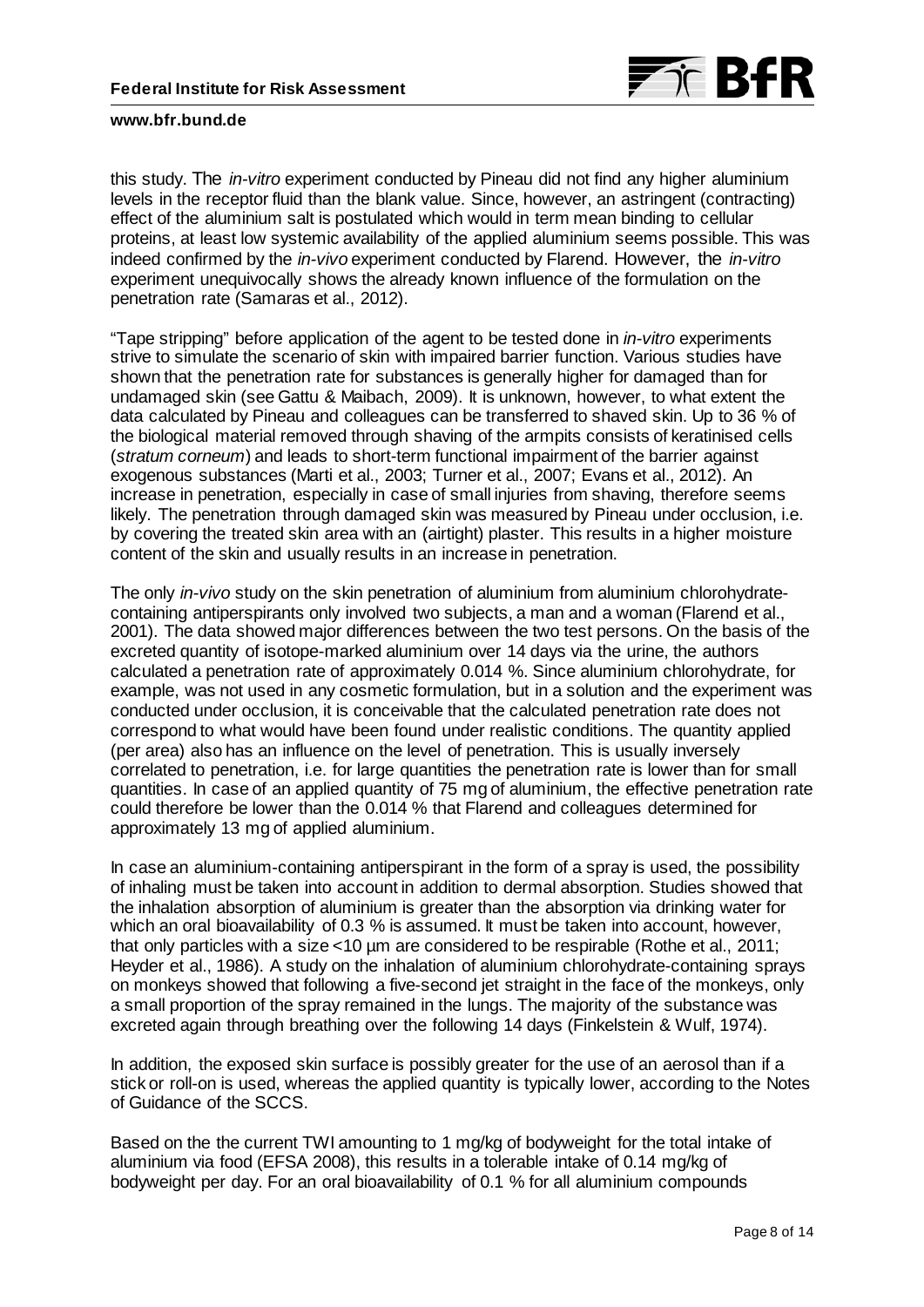this study. The *in-vitro* experiment conducted by Pineau did not find any higher aluminium levels in the receptor fluid than the blank value. Since, however, an astringent (contracting) effect of the aluminium salt is postulated which would in term mean binding to cellular proteins, at least low systemic availability of the applied aluminium seems possible. This was indeed confirmed by the *in-vivo* experiment conducted by Flarend. However, the *in-vitro* experiment unequivocally shows the already known influence of the formulation on the penetration rate (Samaras et al., 2012).

"Tape stripping" before application of the agent to be tested done in *in-vitro* experiments strive to simulate the scenario of skin with impaired barrier function. Various studies have shown that the penetration rate for substances is generally higher for damaged than for undamaged skin (see Gattu & Maibach, 2009). It is unknown, however, to what extent the data calculated by Pineau and colleagues can be transferred to shaved skin. Up to 36 % of the biological material removed through shaving of the armpits consists of keratinised cells (*stratum corneum*) and leads to short-term functional impairment of the barrier against exogenous substances (Marti et al., 2003; Turner et al., 2007; Evans et al., 2012). An increase in penetration, especially in case of small injuries from shaving, therefore seems likely. The penetration through damaged skin was measured by Pineau under occlusion, i.e. by covering the treated skin area with an (airtight) plaster. This results in a higher moisture content of the skin and usually results in an increase in penetration.

The only *in-vivo* study on the skin penetration of aluminium from aluminium chlorohydrate-containing antiperspirants only involved two subjects, a man and a woman (Flarend et al., 2001). The data showed major differences between the two test persons. On the basis of the excreted quantity of isotope-marked aluminium over 14 days via the urine, the authors calculated a penetration rate of approximately 0.014 %. Since aluminium chlorohydrate, for example, was not used in any cosmetic formulation, but in a solution and the experiment was conducted under occlusion, it is conceivable that the calculated penetration rate does not correspond to what would have been found under realistic conditions. The quantity applied (per area) also has an influence on the level of penetration. This is usually inversely correlated to penetration, i.e. for large quantities the penetration rate is lower than for small quantities. In case of an applied quantity of 75 mg of aluminium, the effective penetration rate could therefore be lower than the 0.014 % that Flarend and colleagues determined for approximately 13 mg of applied aluminium.

In case an aluminium-containing antiperspirant in the form of a spray is used, the possibility of inhaling must be taken into account in addition to dermal absorption. Studies showed that the inhalation absorption of aluminium is greater than the absorption via drinking water for which an oral bioavailability of 0.3 % is assumed. It must be taken into account, however, that only particles with a size <10 µm are considered to be respirable (Rothe et al., 2011; Heyder et al., 1986). A study on the inhalation of aluminium chlorohydrate-containing sprays on monkeys showed that following a five-second jet straight in the face of the monkeys, only a small proportion of the spray remained in the lungs. The majority of the substance was excreted again through breathing over the following 14 days (Finkelstein & Wulf, 1974).

In addition, the exposed skin surface is possibly greater for the use of an aerosol than if a stick or roll-on is used, whereas the applied quantity is typically lower, according to the Notes of Guidance of the SCCS.

Based on the the current TWI amounting to 1 mg/kg of bodyweight for the total intake of aluminium via food (EFSA 2008), this results in a tolerable intake of 0.14 mg/kg of bodyweight per day. For an oral bioavailability of 0.1 % for all aluminium compounds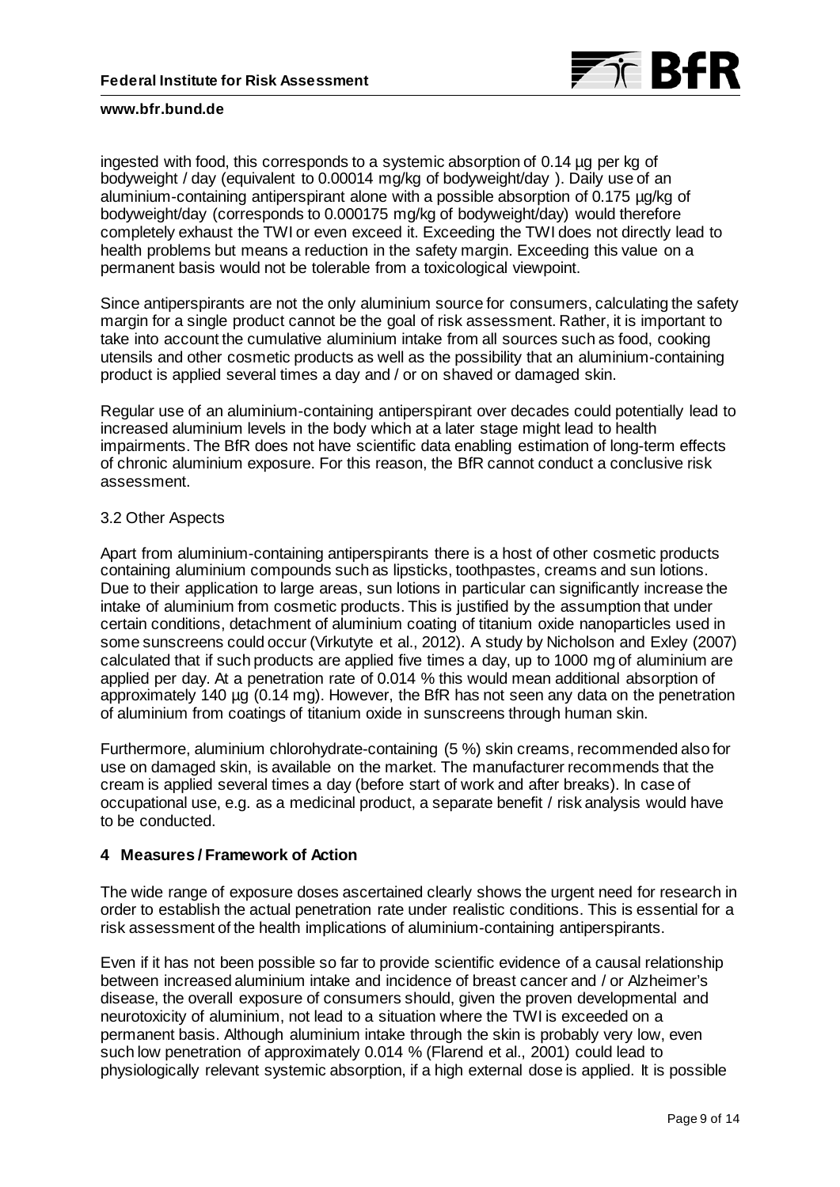ingested with food, this corresponds to a systemic absorption of 0.14 µg per kg of bodyweight / day (equivalent to 0.00014 mg/kg of bodyweight/day ). Daily use of an aluminium-containing antiperspirant alone with a possible absorption of 0.175 µg/kg of bodyweight/day (corresponds to 0.000175 mg/kg of bodyweight/day) would therefore completely exhaust the TWI or even exceed it. Exceeding the TWI does not directly lead to health problems but means a reduction in the safety margin. Exceeding this value on a permanent basis would not be tolerable from a toxicological viewpoint.

Since antiperspirants are not the only aluminium source for consumers, calculating the safety margin for a single product cannot be the goal of risk assessment. Rather, it is important to take into account the cumulative aluminium intake from all sources such as food, cooking utensils and other cosmetic products as well as the possibility that an aluminium-containing product is applied several times a day and / or on shaved or damaged skin.

Regular use of an aluminium-containing antiperspirant over decades could potentially lead to increased aluminium levels in the body which at a later stage might lead to health impairments. The BfR does not have scientific data enabling estimation of long-term effects of chronic aluminium exposure. For this reason, the BfR cannot conduct a conclusive risk assessment.

### 3.2 Other Aspects

Apart from aluminium-containing antiperspirants there is a host of other cosmetic products containing aluminium compounds such as lipsticks, toothpastes, creams and sun lotions. Due to their application to large areas, sun lotions in particular can significantly increase the intake of aluminium from cosmetic products. This is justified by the assumption that under certain conditions, detachment of aluminium coating of titanium oxide nanoparticles used in some sunscreens could occur (Virkutyte et al., 2012). A study by Nicholson and Exley (2007) calculated that if such products are applied five times a day, up to 1000 mg of aluminium are applied per day. At a penetration rate of 0.014 % this would mean additional absorption of approximately 140 µg (0.14 mg). However, the BfR has not seen any data on the penetration of aluminium from coatings of titanium oxide in sunscreens through human skin.

Furthermore, aluminium chlorohydrate-containing (5 %) skin creams, recommended also for use on damaged skin, is available on the market. The manufacturer recommends that the cream is applied several times a day (before start of work and after breaks). In case of occupational use, e.g. as a medicinal product, a separate benefit / risk analysis would have to be conducted.

## 4 Measures / Framework of Action

The wide range of exposure doses ascertained clearly shows the urgent need for research in order to establish the actual penetration rate under realistic conditions. This is essential for a risk assessment of the health implications of aluminium-containing antiperspirants.

Even if it has not been possible so far to provide scientific evidence of a causal relationship between increased aluminium intake and incidence of breast cancer and / or Alzheimer's disease, the overall exposure of consumers should, given the proven developmental and neurotoxicity of aluminium, not lead to a situation where the TWI is exceeded on a permanent basis. Although aluminium intake through the skin is probably very low, even such low penetration of approximately 0.014 % (Flarend et al., 2001) could lead to physiologically relevant systemic absorption, if a high external dose is applied. It is possible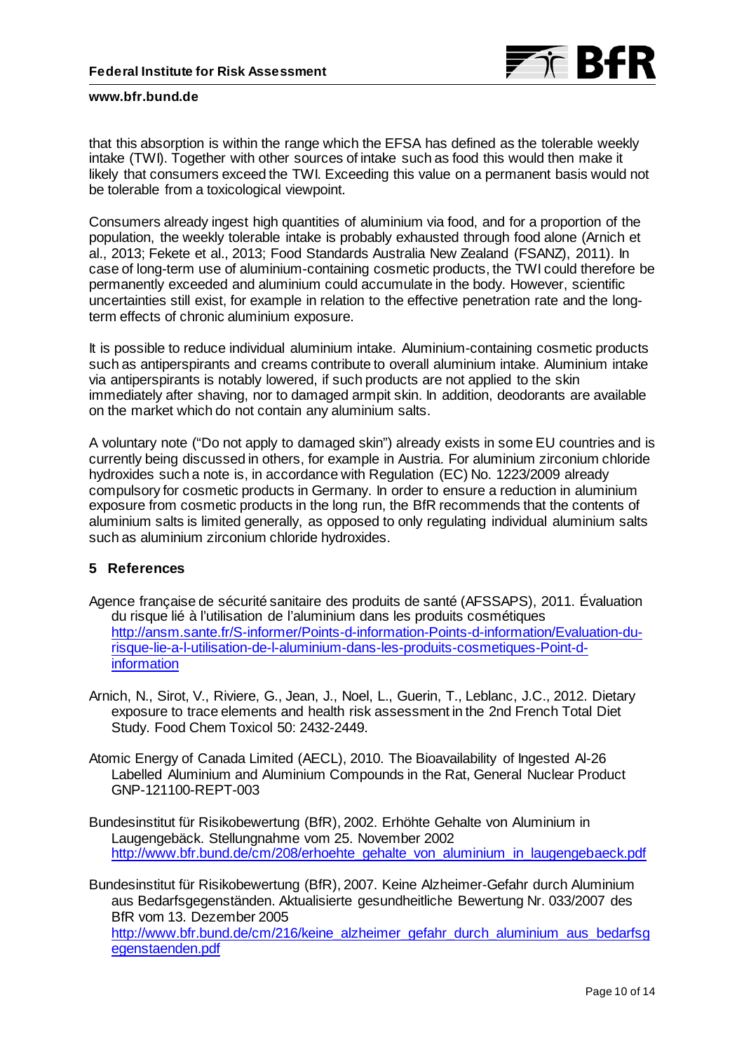that this absorption is within the range which the EFSA has defined as the tolerable weekly intake (TWI). Together with other sources of intake such as food this would then make it likely that consumers exceed the TWI. Exceeding this value on a permanent basis would not be tolerable from a toxicological viewpoint.

Consumers already ingest high quantities of aluminium via food, and for a proportion of the population, the weekly tolerable intake is probably exhausted through food alone (Arnich et al., 2013; Fekete et al., 2013; Food Standards Australia New Zealand (FSANZ), 2011). In case of long-term use of aluminium-containing cosmetic products, the TWI could therefore be permanently exceeded and aluminium could accumulate in the body. However, scientific uncertainties still exist, for example in relation to the effective penetration rate and the long-term effects of chronic aluminium exposure.

It is possible to reduce individual aluminium intake. Aluminium-containing cosmetic products such as antiperspirants and creams contribute to overall aluminium intake. Aluminium intake via antiperspirants is notably lowered, if such products are not applied to the skin immediately after shaving, nor to damaged armpit skin. In addition, deodorants are available on the market which do not contain any aluminium salts.

A voluntary note ("Do not apply to damaged skin") already exists in some EU countries and is currently being discussed in others, for example in Austria. For aluminium zirconium chloride hydroxides such a note is, in accordance with Regulation (EC) No. 1223/2009 already compulsory for cosmetic products in Germany. In order to ensure a reduction in aluminium exposure from cosmetic products in the long run, the BfR recommends that the contents of aluminium salts is limited generally, as opposed to only regulating individual aluminium salts such as aluminium zirconium chloride hydroxides.

## 5 References

Agence française de sécurité sanitaire des produits de santé (AFSSAPS), 2011. Évaluation du risque lié à l'utilisation de l'aluminium dans les produits cosmétiques http://ansm.sante.fr/S-informer/Points-d-information-Points-d-information/Evaluation-du-risque-lie-a-l-utilisation-de-l-aluminium-dans-les-produits-cosmetiques-Point-d-information

Arnich, N., Sirot, V., Riviere, G., Jean, J., Noel, L., Guerin, T., Leblanc, J.C., 2012. Dietary exposure to trace elements and health risk assessment in the 2nd French Total Diet Study. Food Chem Toxicol 50: 2432-2449.

Atomic Energy of Canada Limited (AECL), 2010. The Bioavailability of Ingested Al-26 Labelled Aluminium and Aluminium Compounds in the Rat, General Nuclear Product GNP-121100-REPT-003

Bundesinstitut für Risikobewertung (BfR), 2002. Erhöhte Gehalte von Aluminium in Laugengebäck. Stellungnahme vom 25. November 2002 http://www.bfr.bund.de/cm/208/erhoehte_gehalte_von_aluminium_in_laugengebaeck.pdf

Bundesinstitut für Risikobewertung (BfR), 2007. Keine Alzheimer-Gefahr durch Aluminium aus Bedarfsgegenständen. Aktualisierte gesundheitliche Bewertung Nr. 033/2007 des BfR vom 13. Dezember 2005 http://www.bfr.bund.de/cm/216/keine_alzheimer_gefahr_durch_aluminium_aus_bedarfsgegenstaenden.pdf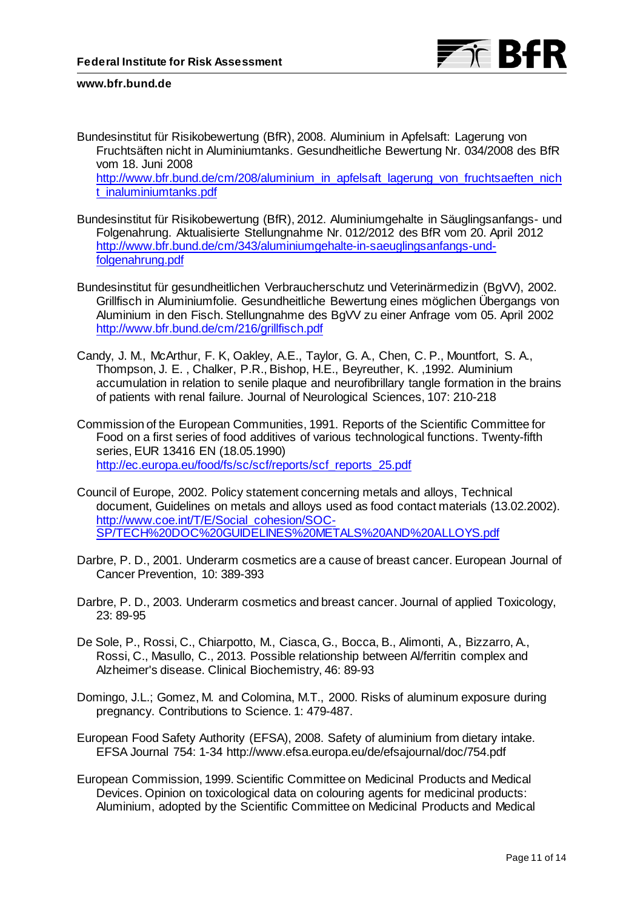Bundesinstitut für Risikobewertung (BfR), 2008. Aluminium in Apfelsaft: Lagerung von Fruchtsäften nicht in Aluminiumtanks. Gesundheitliche Bewertung Nr. 034/2008 des BfR vom 18. Juni 2008
http://www.bfr.bund.de/cm/208/aluminium_in_apfelsaft_lagerung_von_fruchtsaeften_nicht_inaluminiumtanks.pdf

Bundesinstitut für Risikobewertung (BfR), 2012. Aluminiumgehalte in Säuglingsanfangs- und Folgenahrung. Aktualisierte Stellungnahme Nr. 012/2012 des BfR vom 20. April 2012
http://www.bfr.bund.de/cm/343/aluminiumgehalte-in-saeuglingsanfangs-und-folgenahrung.pdf

Bundesinstitut für gesundheitlichen Verbraucherschutz und Veterinärmedizin (BgVV), 2002. Grillfisch in Aluminiumfolie. Gesundheitliche Bewertung eines möglichen Übergangs von Aluminium in den Fisch. Stellungnahme des BgVV zu einer Anfrage vom 05. April 2002
http://www.bfr.bund.de/cm/216/grillfisch.pdf

Candy, J. M., McArthur, F. K, Oakley, A.E., Taylor, G. A., Chen, C. P., Mountfort, S. A., Thompson, J. E. , Chalker, P.R., Bishop, H.E., Beyreuther, K. ,1992. Aluminium accumulation in relation to senile plaque and neurofibrillary tangle formation in the brains of patients with renal failure. Journal of Neurological Sciences, 107: 210-218

Commission of the European Communities, 1991. Reports of the Scientific Committee for Food on a first series of food additives of various technological functions. Twenty-fifth series, EUR 13416 EN (18.05.1990)
http://ec.europa.eu/food/fs/sc/scf/reports/scf_reports_25.pdf

Council of Europe, 2002. Policy statement concerning metals and alloys, Technical document, Guidelines on metals and alloys used as food contact materials (13.02.2002).
http://www.coe.int/T/E/Social_cohesion/SOC-SP/TECH%20DOC%20GUIDELINES%20METALS%20AND%20ALLOYS.pdf

Darbre, P. D., 2001. Underarm cosmetics are a cause of breast cancer. European Journal of Cancer Prevention, 10: 389-393

Darbre, P. D., 2003. Underarm cosmetics and breast cancer. Journal of applied Toxicology, 23: 89-95

De Sole, P., Rossi, C., Chiarpotto, M., Ciasca, G., Bocca, B., Alimonti, A., Bizzarro, A., Rossi, C., Masullo, C., 2013. Possible relationship between Al/ferritin complex and Alzheimer's disease. Clinical Biochemistry, 46: 89-93

Domingo, J.L.; Gomez, M. and Colomina, M.T., 2000. Risks of aluminum exposure during pregnancy. Contributions to Science. 1: 479-487.

European Food Safety Authority (EFSA), 2008. Safety of aluminium from dietary intake. EFSA Journal 754: 1-34 http://www.efsa.europa.eu/de/efsajournal/doc/754.pdf

European Commission, 1999. Scientific Committee on Medicinal Products and Medical Devices. Opinion on toxicological data on colouring agents for medicinal products: Aluminium, adopted by the Scientific Committee on Medicinal Products and Medical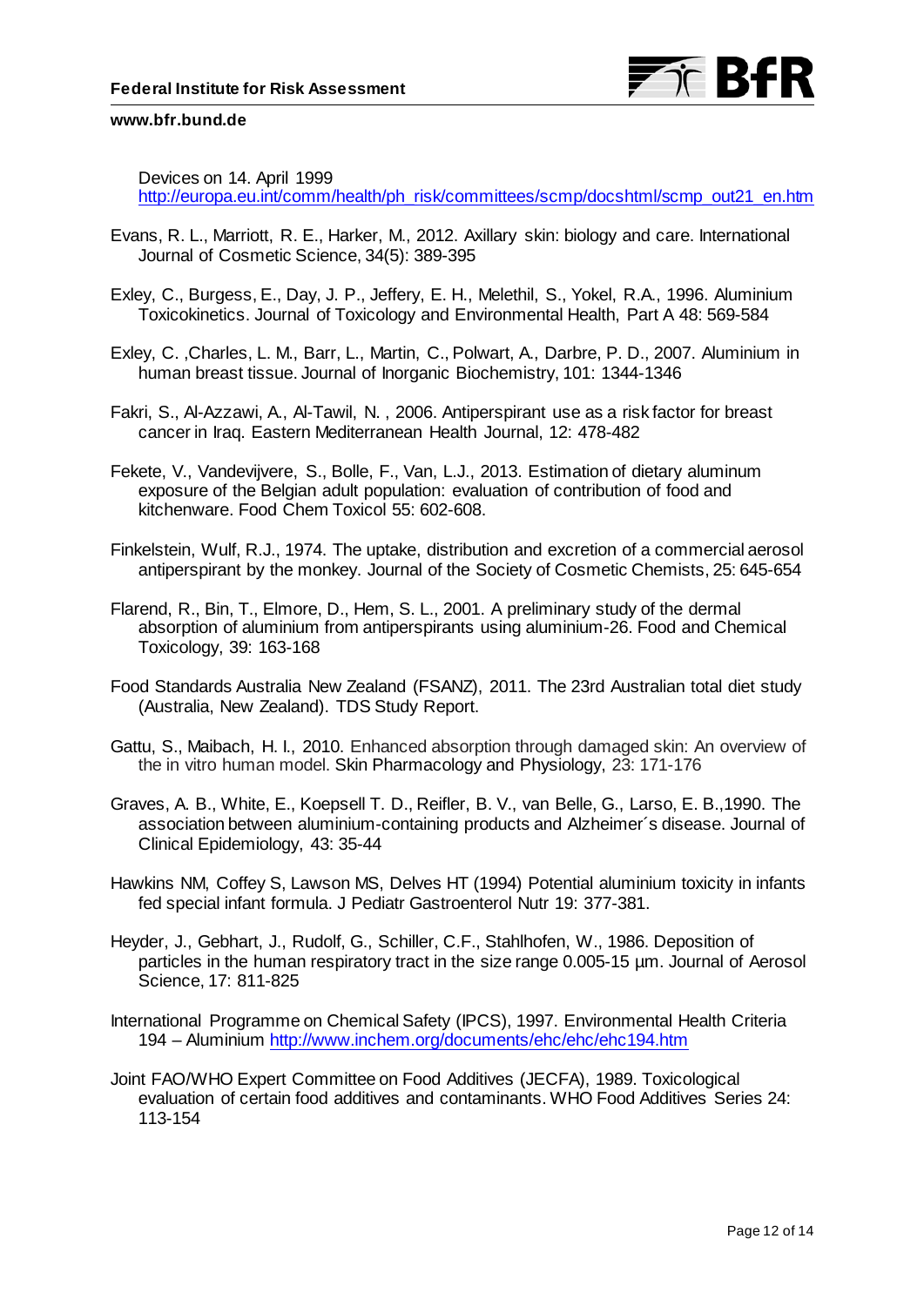Devices on 14. April 1999 http://europa.eu.int/comm/health/ph_risk/committees/scmp/docshtml/scmp_out21_en.htm

Evans, R. L., Marriott, R. E., Harker, M., 2012. Axillary skin: biology and care. International Journal of Cosmetic Science, 34(5): 389-395

Exley, C., Burgess, E., Day, J. P., Jeffery, E. H., Melethil, S., Yokel, R.A., 1996. Aluminium Toxicokinetics. Journal of Toxicology and Environmental Health, Part A 48: 569-584

Exley, C. ,Charles, L. M., Barr, L., Martin, C., Polwart, A., Darbre, P. D., 2007. Aluminium in human breast tissue. Journal of Inorganic Biochemistry, 101: 1344-1346

Fakri, S., Al-Azzawi, A., Al-Tawil, N. , 2006. Antiperspirant use as a risk factor for breast cancer in Iraq. Eastern Mediterranean Health Journal, 12: 478-482

Fekete, V., Vandevijvere, S., Bolle, F., Van, L.J., 2013. Estimation of dietary aluminum exposure of the Belgian adult population: evaluation of contribution of food and kitchenware. Food Chem Toxicol 55: 602-608.

Finkelstein, Wulf, R.J., 1974. The uptake, distribution and excretion of a commercial aerosol antiperspirant by the monkey. Journal of the Society of Cosmetic Chemists, 25: 645-654

Flarend, R., Bin, T., Elmore, D., Hem, S. L., 2001. A preliminary study of the dermal absorption of aluminium from antiperspirants using aluminium-26. Food and Chemical Toxicology, 39: 163-168

Food Standards Australia New Zealand (FSANZ), 2011. The 23rd Australian total diet study (Australia, New Zealand). TDS Study Report.

Gattu, S., Maibach, H. I., 2010. Enhanced absorption through damaged skin: An overview of the in vitro human model. Skin Pharmacology and Physiology, 23: 171-176

Graves, A. B., White, E., Koepsell T. D., Reifler, B. V., van Belle, G., Larso, E. B.,1990. The association between aluminium-containing products and Alzheimer´s disease. Journal of Clinical Epidemiology, 43: 35-44

Hawkins NM, Coffey S, Lawson MS, Delves HT (1994) Potential aluminium toxicity in infants fed special infant formula. J Pediatr Gastroenterol Nutr 19: 377-381.

Heyder, J., Gebhart, J., Rudolf, G., Schiller, C.F., Stahlhofen, W., 1986. Deposition of particles in the human respiratory tract in the size range 0.005-15 µm. Journal of Aerosol Science, 17: 811-825

International Programme on Chemical Safety (IPCS), 1997. Environmental Health Criteria 194 – Aluminium http://www.inchem.org/documents/ehc/ehc/ehc194.htm

Joint FAO/WHO Expert Committee on Food Additives (JECFA), 1989. Toxicological evaluation of certain food additives and contaminants. WHO Food Additives Series 24: 113-154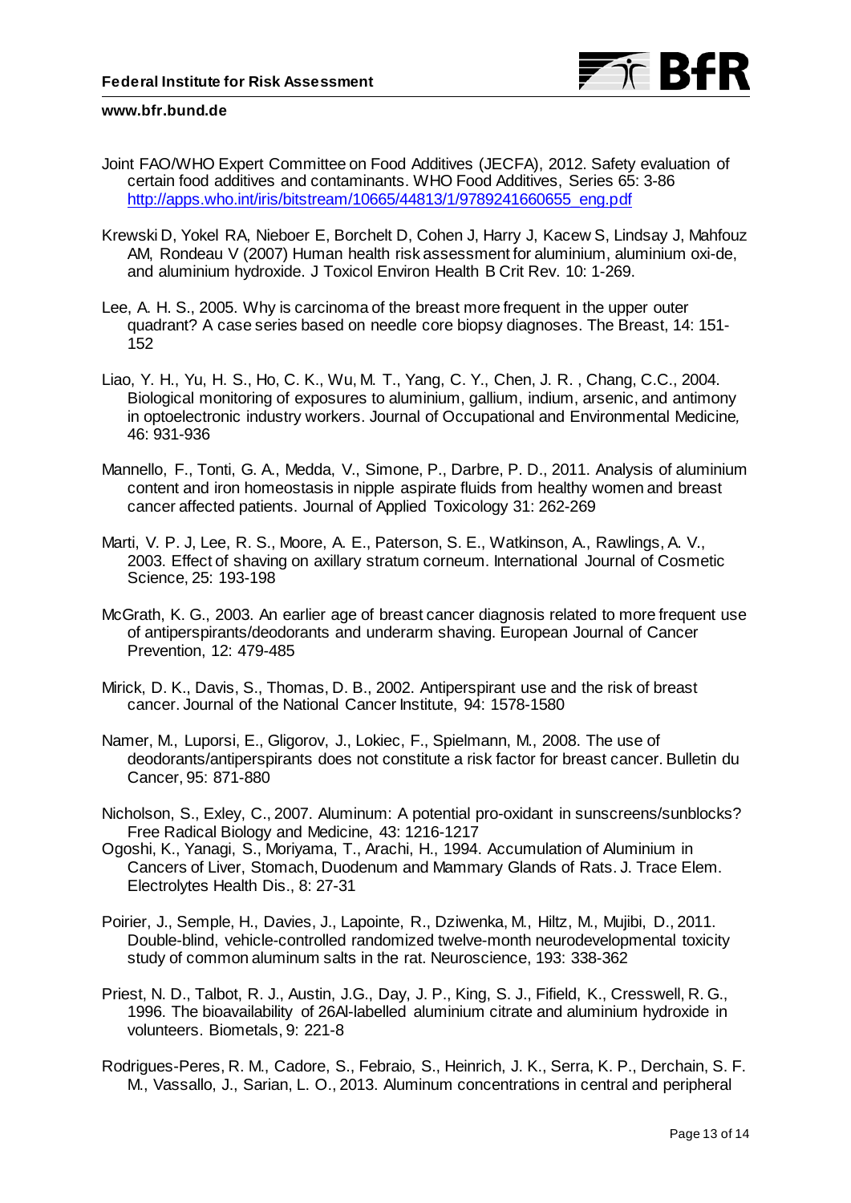Joint FAO/WHO Expert Committee on Food Additives (JECFA), 2012. Safety evaluation of certain food additives and contaminants. WHO Food Additives, Series 65: 3-86 http://apps.who.int/iris/bitstream/10665/44813/1/9789241660655_eng.pdf

Krewski D, Yokel RA, Nieboer E, Borchelt D, Cohen J, Harry J, Kacew S, Lindsay J, Mahfouz AM, Rondeau V (2007) Human health risk assessment for aluminium, aluminium oxi-de, and aluminium hydroxide. J Toxicol Environ Health B Crit Rev. 10: 1-269.

Lee, A. H. S., 2005. Why is carcinoma of the breast more frequent in the upper outer quadrant? A case series based on needle core biopsy diagnoses. The Breast, 14: 151-152

Liao, Y. H., Yu, H. S., Ho, C. K., Wu, M. T., Yang, C. Y., Chen, J. R. , Chang, C.C., 2004. Biological monitoring of exposures to aluminium, gallium, indium, arsenic, and antimony in optoelectronic industry workers. Journal of Occupational and Environmental Medicine*,* 46: 931-936

Mannello, F., Tonti, G. A., Medda, V., Simone, P., Darbre, P. D., 2011. Analysis of aluminium content and iron homeostasis in nipple aspirate fluids from healthy women and breast cancer affected patients. Journal of Applied Toxicology 31: 262-269

Marti, V. P. J, Lee, R. S., Moore, A. E., Paterson, S. E., Watkinson, A., Rawlings, A. V., 2003. Effect of shaving on axillary stratum corneum. International Journal of Cosmetic Science, 25: 193-198

McGrath, K. G., 2003. An earlier age of breast cancer diagnosis related to more frequent use of antiperspirants/deodorants and underarm shaving. European Journal of Cancer Prevention, 12: 479-485

Mirick, D. K., Davis, S., Thomas, D. B., 2002. Antiperspirant use and the risk of breast cancer. Journal of the National Cancer Institute, 94: 1578-1580

Namer, M., Luporsi, E., Gligorov, J., Lokiec, F., Spielmann, M., 2008. The use of deodorants/antiperspirants does not constitute a risk factor for breast cancer. Bulletin du Cancer, 95: 871-880

Nicholson, S., Exley, C., 2007. Aluminum: A potential pro-oxidant in sunscreens/sunblocks? Free Radical Biology and Medicine, 43: 1216-1217

Ogoshi, K., Yanagi, S., Moriyama, T., Arachi, H., 1994. Accumulation of Aluminium in Cancers of Liver, Stomach, Duodenum and Mammary Glands of Rats. J. Trace Elem. Electrolytes Health Dis., 8: 27-31

Poirier, J., Semple, H., Davies, J., Lapointe, R., Dziwenka, M., Hiltz, M., Mujibi, D., 2011. Double-blind, vehicle-controlled randomized twelve-month neurodevelopmental toxicity study of common aluminum salts in the rat. Neuroscience, 193: 338-362

Priest, N. D., Talbot, R. J., Austin, J.G., Day, J. P., King, S. J., Fifield, K., Cresswell, R. G., 1996. The bioavailability of 26Al-labelled aluminium citrate and aluminium hydroxide in volunteers. Biometals, 9: 221-8

Rodrigues-Peres, R. M., Cadore, S., Febraio, S., Heinrich, J. K., Serra, K. P., Derchain, S. F. M., Vassallo, J., Sarian, L. O., 2013. Aluminum concentrations in central and peripheral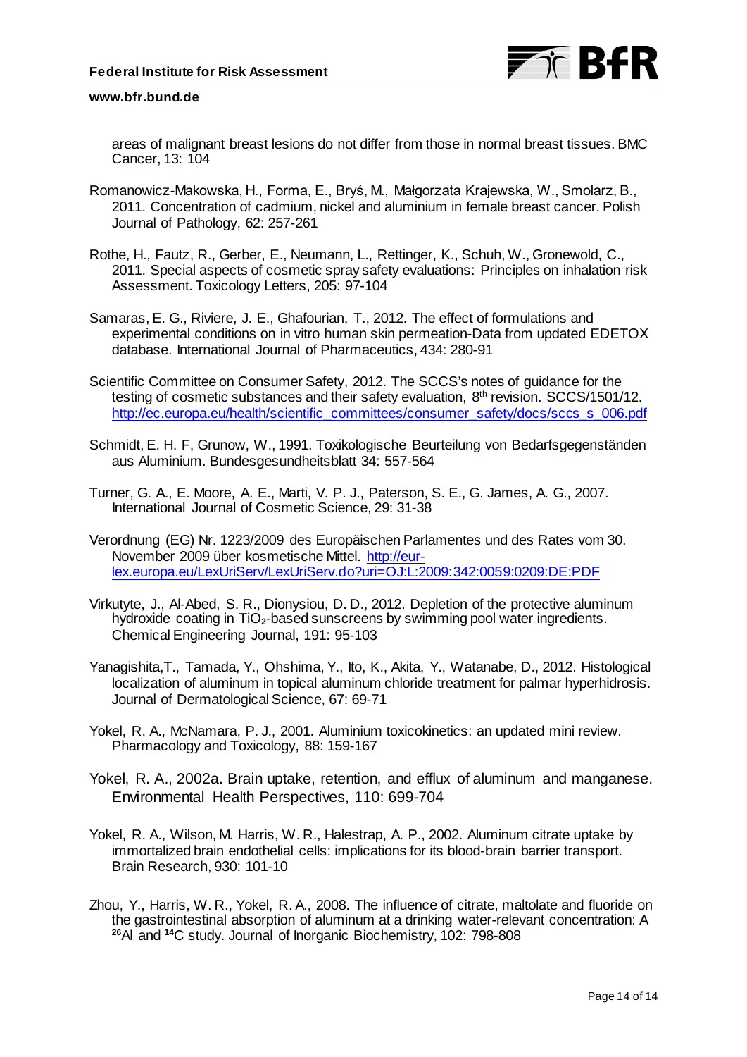areas of malignant breast lesions do not differ from those in normal breast tissues. BMC Cancer, 13: 104

Romanowicz-Makowska, H., Forma, E., Bryś, M., Małgorzata Krajewska, W., Smolarz, B., 2011. Concentration of cadmium, nickel and aluminium in female breast cancer. Polish Journal of Pathology, 62: 257-261

Rothe, H., Fautz, R., Gerber, E., Neumann, L., Rettinger, K., Schuh, W., Gronewold, C., 2011. Special aspects of cosmetic spray safety evaluations: Principles on inhalation risk Assessment. Toxicology Letters, 205: 97-104

Samaras, E. G., Riviere, J. E., Ghafourian, T., 2012. The effect of formulations and experimental conditions on in vitro human skin permeation-Data from updated EDETOX database. International Journal of Pharmaceutics, 434: 280-91

Scientific Committee on Consumer Safety, 2012. The SCCS's notes of guidance for the testing of cosmetic substances and their safety evaluation, 8th revision. SCCS/1501/12. http://ec.europa.eu/health/scientific_committees/consumer_safety/docs/sccs_s_006.pdf

Schmidt, E. H. F, Grunow, W., 1991. Toxikologische Beurteilung von Bedarfsgegenständen aus Aluminium. Bundesgesundheitsblatt 34: 557-564

Turner, G. A., E. Moore, A. E., Marti, V. P. J., Paterson, S. E., G. James, A. G., 2007. International Journal of Cosmetic Science, 29: 31-38

Verordnung (EG) Nr. 1223/2009 des Europäischen Parlamentes und des Rates vom 30. November 2009 über kosmetische Mittel. http://eur-lex.europa.eu/LexUriServ/LexUriServ.do?uri=OJ:L:2009:342:0059:0209:DE:PDF

Virkutyte, J., Al-Abed, S. R., Dionysiou, D. D., 2012. Depletion of the protective aluminum hydroxide coating in $TiO_2$-based sunscreens by swimming pool water ingredients. Chemical Engineering Journal, 191: 95-103

Yanagishita,T., Tamada, Y., Ohshima, Y., Ito, K., Akita, Y., Watanabe, D., 2012. Histological localization of aluminum in topical aluminum chloride treatment for palmar hyperhidrosis. Journal of Dermatological Science, 67: 69-71

Yokel, R. A., McNamara, P. J., 2001. Aluminium toxicokinetics: an updated mini review. Pharmacology and Toxicology, 88: 159-167

Yokel, R. A., 2002a. Brain uptake, retention, and efflux of aluminum and manganese. Environmental Health Perspectives, 110: 699-704

Yokel, R. A., Wilson, M. Harris, W. R., Halestrap, A. P., 2002. Aluminum citrate uptake by immortalized brain endothelial cells: implications for its blood-brain barrier transport. Brain Research, 930: 101-10

Zhou, Y., Harris, W. R., Yokel, R. A., 2008. The influence of citrate, maltolate and fluoride on the gastrointestinal absorption of aluminum at a drinking water-relevant concentration: A $^{26}$Al and $^{14}$C study. Journal of Inorganic Biochemistry, 102: 798-808